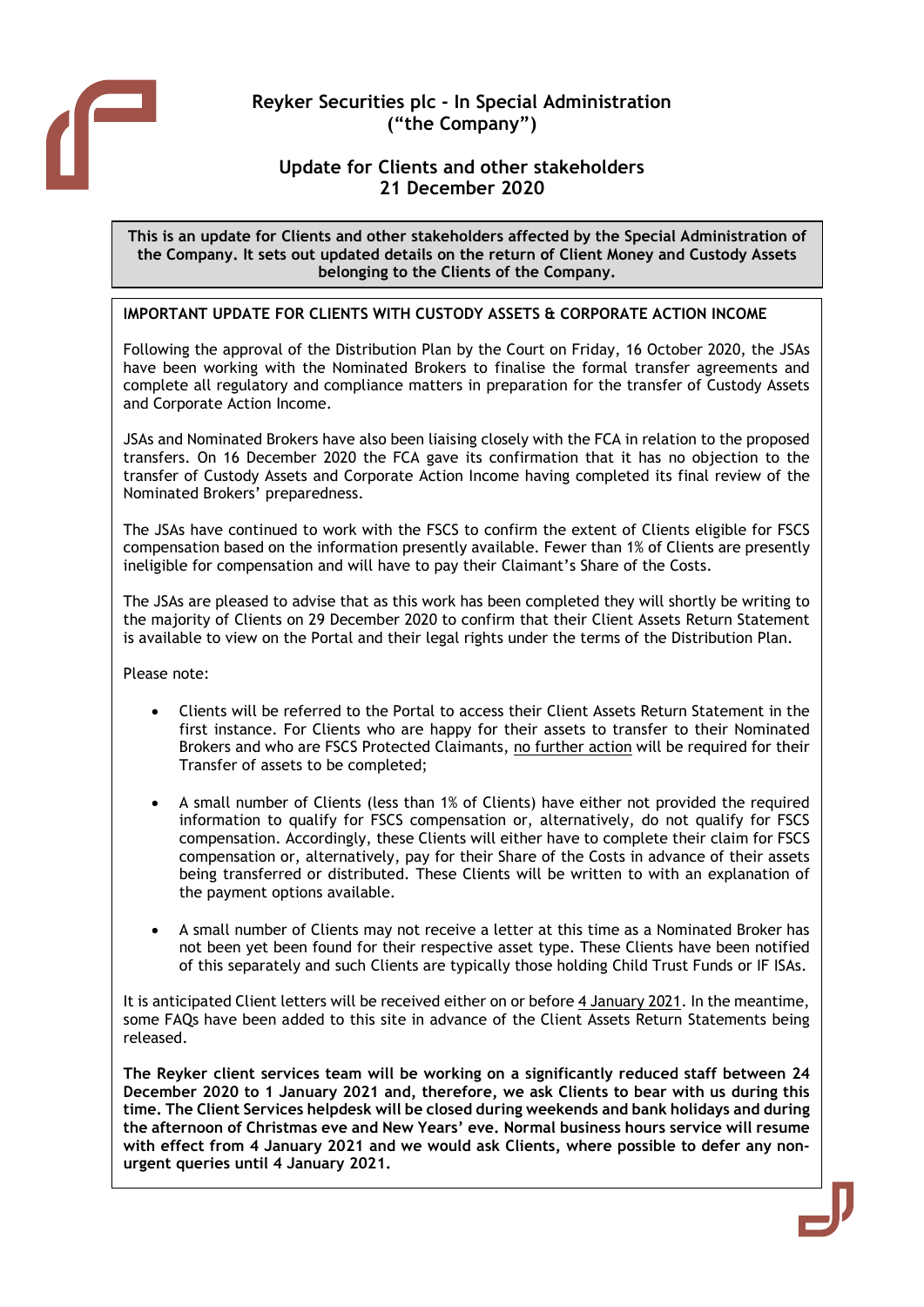# Reyker Securities plc - In Special Administration
## ("the Company")

## Update for Clients and other stakeholders
## 21 December 2020

**This is an update for Clients and other stakeholders affected by the Special Administration of the Company. It sets out updated details on the return of Client Money and Custody Assets belonging to the Clients of the Company.**

### IMPORTANT UPDATE FOR CLIENTS WITH CUSTODY ASSETS & CORPORATE ACTION INCOME

Following the approval of the Distribution Plan by the Court on Friday, 16 October 2020, the JSAs have been working with the Nominated Brokers to finalise the formal transfer agreements and complete all regulatory and compliance matters in preparation for the transfer of Custody Assets and Corporate Action Income.

JSAs and Nominated Brokers have also been liaising closely with the FCA in relation to the proposed transfers. On 16 December 2020 the FCA gave its confirmation that it has no objection to the transfer of Custody Assets and Corporate Action Income having completed its final review of the Nominated Brokers' preparedness.

The JSAs have continued to work with the FSCS to confirm the extent of Clients eligible for FSCS compensation based on the information presently available. Fewer than 1% of Clients are presently ineligible for compensation and will have to pay their Claimant's Share of the Costs.

The JSAs are pleased to advise that as this work has been completed they will shortly be writing to the majority of Clients on 29 December 2020 to confirm that their Client Assets Return Statement is available to view on the Portal and their legal rights under the terms of the Distribution Plan.

Please note:

- Clients will be referred to the Portal to access their Client Assets Return Statement in the first instance. For Clients who are happy for their assets to transfer to their Nominated Brokers and who are FSCS Protected Claimants, no further action will be required for their Transfer of assets to be completed;
- A small number of Clients (less than 1% of Clients) have either not provided the required information to qualify for FSCS compensation or, alternatively, do not qualify for FSCS compensation. Accordingly, these Clients will either have to complete their claim for FSCS compensation or, alternatively, pay for their Share of the Costs in advance of their assets being transferred or distributed. These Clients will be written to with an explanation of the payment options available.
- A small number of Clients may not receive a letter at this time as a Nominated Broker has not been yet been found for their respective asset type. These Clients have been notified of this separately and such Clients are typically those holding Child Trust Funds or IF ISAs.

It is anticipated Client letters will be received either on or before 4 January 2021. In the meantime, some FAQs have been added to this site in advance of the Client Assets Return Statements being released.

**The Reyker client services team will be working on a significantly reduced staff between 24 December 2020 to 1 January 2021 and, therefore, we ask Clients to bear with us during this time. The Client Services helpdesk will be closed during weekends and bank holidays and during the afternoon of Christmas eve and New Years' eve. Normal business hours service will resume with effect from 4 January 2021 and we would ask Clients, where possible to defer any non-urgent queries until 4 January 2021.**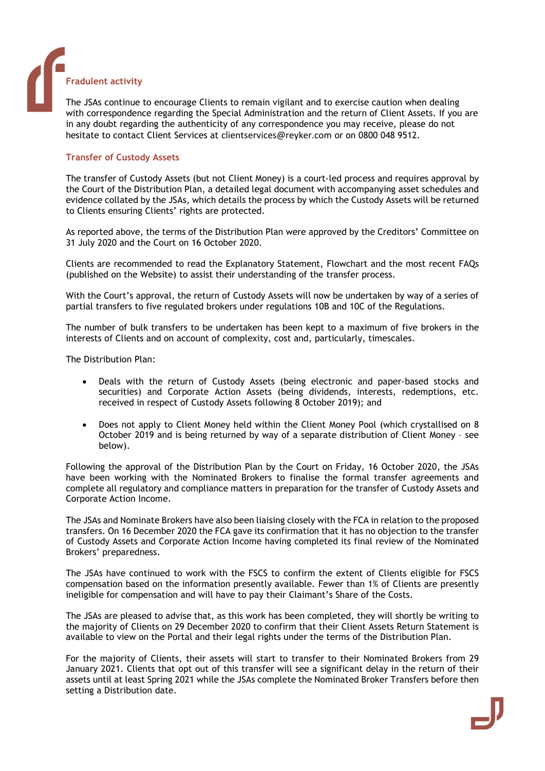### Fradulent activity

The JSAs continue to encourage Clients to remain vigilant and to exercise caution when dealing with correspondence regarding the Special Administration and the return of Client Assets. If you are in any doubt regarding the authenticity of any correspondence you may receive, please do not hesitate to contact Client Services at clientservices@reyker.com or on 0800 048 9512.

### Transfer of Custody Assets

The transfer of Custody Assets (but not Client Money) is a court-led process and requires approval by the Court of the Distribution Plan, a detailed legal document with accompanying asset schedules and evidence collated by the JSAs, which details the process by which the Custody Assets will be returned to Clients ensuring Clients' rights are protected.

As reported above, the terms of the Distribution Plan were approved by the Creditors' Committee on 31 July 2020 and the Court on 16 October 2020.

Clients are recommended to read the Explanatory Statement, Flowchart and the most recent FAQs (published on the Website) to assist their understanding of the transfer process.

With the Court's approval, the return of Custody Assets will now be undertaken by way of a series of partial transfers to five regulated brokers under regulations 10B and 10C of the Regulations.

The number of bulk transfers to be undertaken has been kept to a maximum of five brokers in the interests of Clients and on account of complexity, cost and, particularly, timescales.

The Distribution Plan:

- Deals with the return of Custody Assets (being electronic and paper-based stocks and securities) and Corporate Action Assets (being dividends, interests, redemptions, etc. received in respect of Custody Assets following 8 October 2019); and
- Does not apply to Client Money held within the Client Money Pool (which crystallised on 8 October 2019 and is being returned by way of a separate distribution of Client Money – see below).

Following the approval of the Distribution Plan by the Court on Friday, 16 October 2020, the JSAs have been working with the Nominated Brokers to finalise the formal transfer agreements and complete all regulatory and compliance matters in preparation for the transfer of Custody Assets and Corporate Action Income.

The JSAs and Nominate Brokers have also been liaising closely with the FCA in relation to the proposed transfers. On 16 December 2020 the FCA gave its confirmation that it has no objection to the transfer of Custody Assets and Corporate Action Income having completed its final review of the Nominated Brokers' preparedness.

The JSAs have continued to work with the FSCS to confirm the extent of Clients eligible for FSCS compensation based on the information presently available. Fewer than 1% of Clients are presently ineligible for compensation and will have to pay their Claimant's Share of the Costs.

The JSAs are pleased to advise that, as this work has been completed, they will shortly be writing to the majority of Clients on 29 December 2020 to confirm that their Client Assets Return Statement is available to view on the Portal and their legal rights under the terms of the Distribution Plan.

For the majority of Clients, their assets will start to transfer to their Nominated Brokers from 29 January 2021. Clients that opt out of this transfer will see a significant delay in the return of their assets until at least Spring 2021 while the JSAs complete the Nominated Broker Transfers before then setting a Distribution date.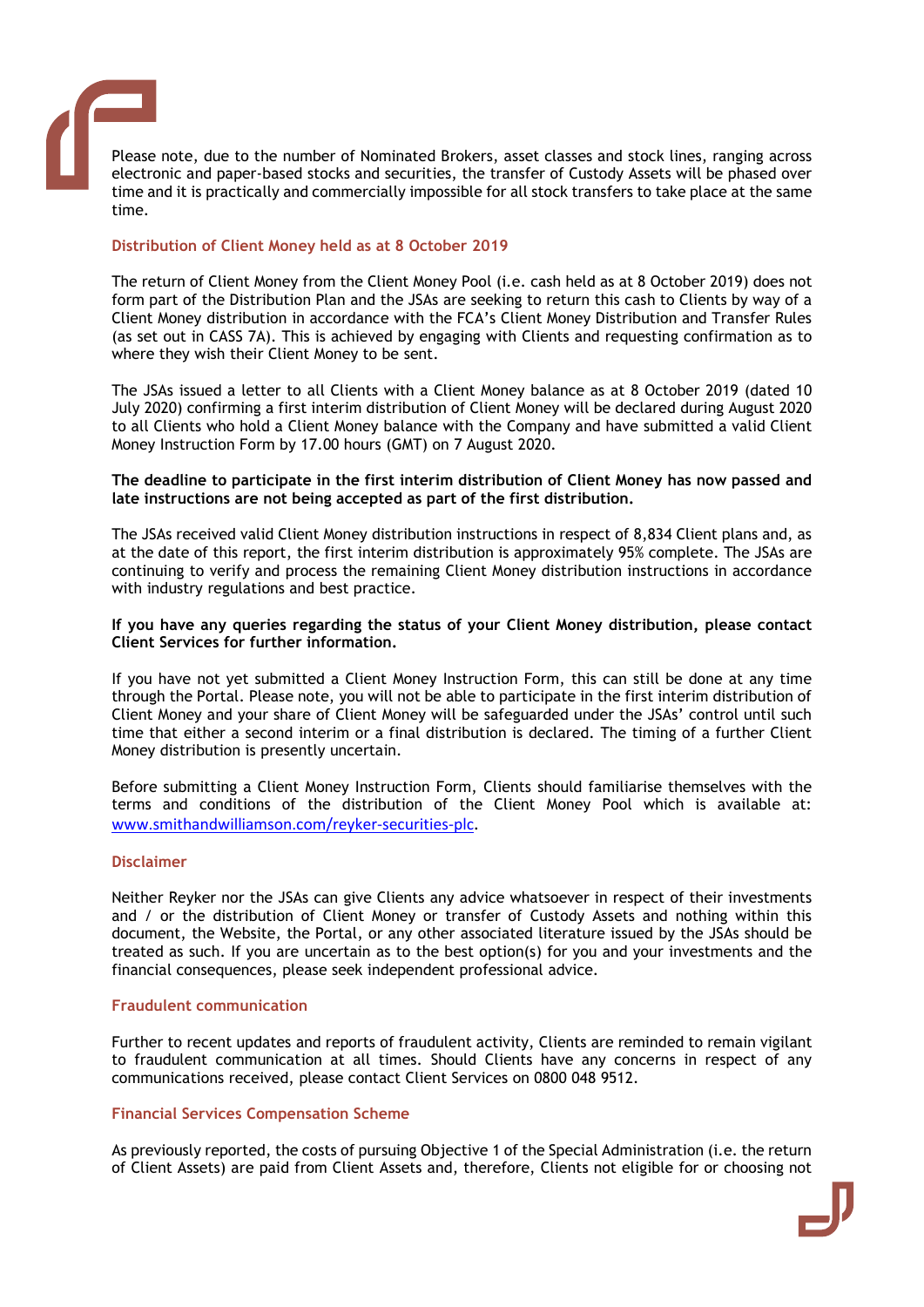Please note, due to the number of Nominated Brokers, asset classes and stock lines, ranging across electronic and paper-based stocks and securities, the transfer of Custody Assets will be phased over time and it is practically and commercially impossible for all stock transfers to take place at the same time.

## Distribution of Client Money held as at 8 October 2019

The return of Client Money from the Client Money Pool (i.e. cash held as at 8 October 2019) does not form part of the Distribution Plan and the JSAs are seeking to return this cash to Clients by way of a Client Money distribution in accordance with the FCA's Client Money Distribution and Transfer Rules (as set out in CASS 7A). This is achieved by engaging with Clients and requesting confirmation as to where they wish their Client Money to be sent.

The JSAs issued a letter to all Clients with a Client Money balance as at 8 October 2019 (dated 10 July 2020) confirming a first interim distribution of Client Money will be declared during August 2020 to all Clients who hold a Client Money balance with the Company and have submitted a valid Client Money Instruction Form by 17.00 hours (GMT) on 7 August 2020.

**The deadline to participate in the first interim distribution of Client Money has now passed and late instructions are not being accepted as part of the first distribution.**

The JSAs received valid Client Money distribution instructions in respect of 8,834 Client plans and, as at the date of this report, the first interim distribution is approximately 95% complete. The JSAs are continuing to verify and process the remaining Client Money distribution instructions in accordance with industry regulations and best practice.

**If you have any queries regarding the status of your Client Money distribution, please contact Client Services for further information.**

If you have not yet submitted a Client Money Instruction Form, this can still be done at any time through the Portal. Please note, you will not be able to participate in the first interim distribution of Client Money and your share of Client Money will be safeguarded under the JSAs' control until such time that either a second interim or a final distribution is declared. The timing of a further Client Money distribution is presently uncertain.

Before submitting a Client Money Instruction Form, Clients should familiarise themselves with the terms and conditions of the distribution of the Client Money Pool which is available at: [www.smithandwilliamson.com/reyker-securities-plc](www.smithandwilliamson.com/reyker-securities-plc).

## Disclaimer

Neither Reyker nor the JSAs can give Clients any advice whatsoever in respect of their investments and / or the distribution of Client Money or transfer of Custody Assets and nothing within this document, the Website, the Portal, or any other associated literature issued by the JSAs should be treated as such. If you are uncertain as to the best option(s) for you and your investments and the financial consequences, please seek independent professional advice.

## Fraudulent communication

Further to recent updates and reports of fraudulent activity, Clients are reminded to remain vigilant to fraudulent communication at all times. Should Clients have any concerns in respect of any communications received, please contact Client Services on 0800 048 9512.

## Financial Services Compensation Scheme

As previously reported, the costs of pursuing Objective 1 of the Special Administration (i.e. the return of Client Assets) are paid from Client Assets and, therefore, Clients not eligible for or choosing not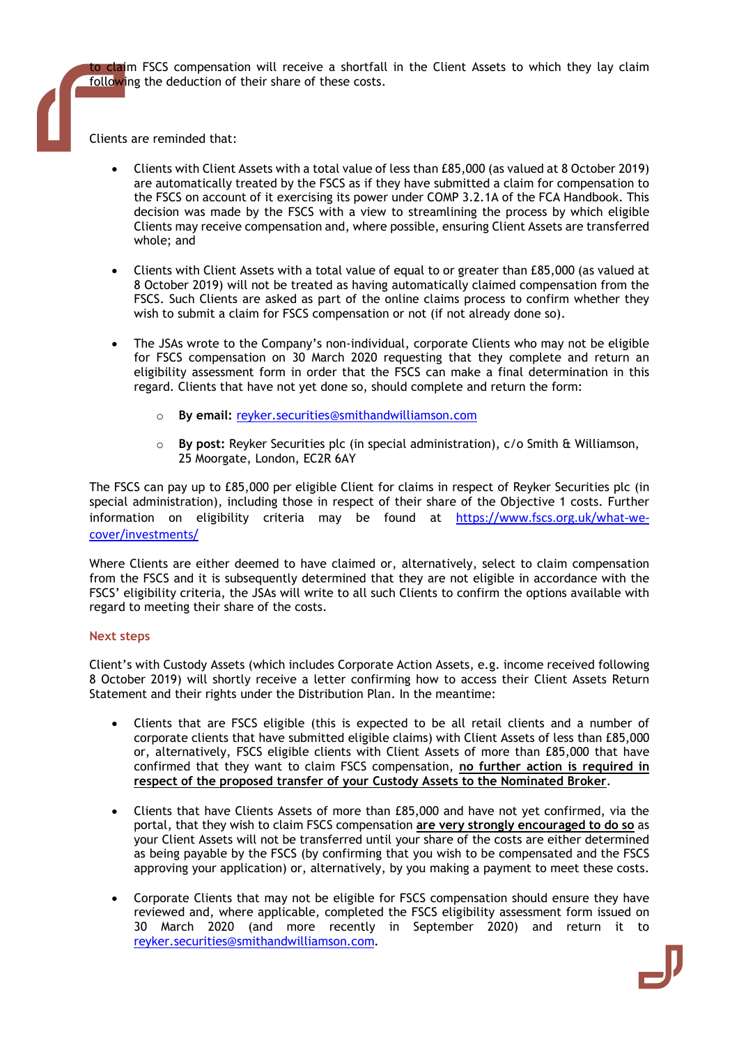to claim FSCS compensation will receive a shortfall in the Client Assets to which they lay claim following the deduction of their share of these costs.

Clients are reminded that:

- Clients with Client Assets with a total value of less than £85,000 (as valued at 8 October 2019) are automatically treated by the FSCS as if they have submitted a claim for compensation to the FSCS on account of it exercising its power under COMP 3.2.1A of the FCA Handbook. This decision was made by the FSCS with a view to streamlining the process by which eligible Clients may receive compensation and, where possible, ensuring Client Assets are transferred whole; and

- Clients with Client Assets with a total value of equal to or greater than £85,000 (as valued at 8 October 2019) will not be treated as having automatically claimed compensation from the FSCS. Such Clients are asked as part of the online claims process to confirm whether they wish to submit a claim for FSCS compensation or not (if not already done so).

- The JSAs wrote to the Company's non-individual, corporate Clients who may not be eligible for FSCS compensation on 30 March 2020 requesting that they complete and return an eligibility assessment form in order that the FSCS can make a final determination in this regard. Clients that have not yet done so, should complete and return the form:

  - **By email:** reyker.securities@smithandwilliamson.com
  - **By post:** Reyker Securities plc (in special administration), c/o Smith & Williamson, 25 Moorgate, London, EC2R 6AY

The FSCS can pay up to £85,000 per eligible Client for claims in respect of Reyker Securities plc (in special administration), including those in respect of their share of the Objective 1 costs. Further information on eligibility criteria may be found at https://www.fscs.org.uk/what-we-cover/investments/

Where Clients are either deemed to have claimed or, alternatively, select to claim compensation from the FSCS and it is subsequently determined that they are not eligible in accordance with the FSCS' eligibility criteria, the JSAs will write to all such Clients to confirm the options available with regard to meeting their share of the costs.

## Next steps

Client's with Custody Assets (which includes Corporate Action Assets, e.g. income received following 8 October 2019) will shortly receive a letter confirming how to access their Client Assets Return Statement and their rights under the Distribution Plan. In the meantime:

- Clients that are FSCS eligible (this is expected to be all retail clients and a number of corporate clients that have submitted eligible claims) with Client Assets of less than £85,000 or, alternatively, FSCS eligible clients with Client Assets of more than £85,000 that have confirmed that they want to claim FSCS compensation, **no further action is required in respect of the proposed transfer of your Custody Assets to the Nominated Broker**.

- Clients that have Clients Assets of more than £85,000 and have not yet confirmed, via the portal, that they wish to claim FSCS compensation **are very strongly encouraged to do so** as your Client Assets will not be transferred until your share of the costs are either determined as being payable by the FSCS (by confirming that you wish to be compensated and the FSCS approving your application) or, alternatively, by you making a payment to meet these costs.

- Corporate Clients that may not be eligible for FSCS compensation should ensure they have reviewed and, where applicable, completed the FSCS eligibility assessment form issued on 30 March 2020 (and more recently in September 2020) and return it to reyker.securities@smithandwilliamson.com.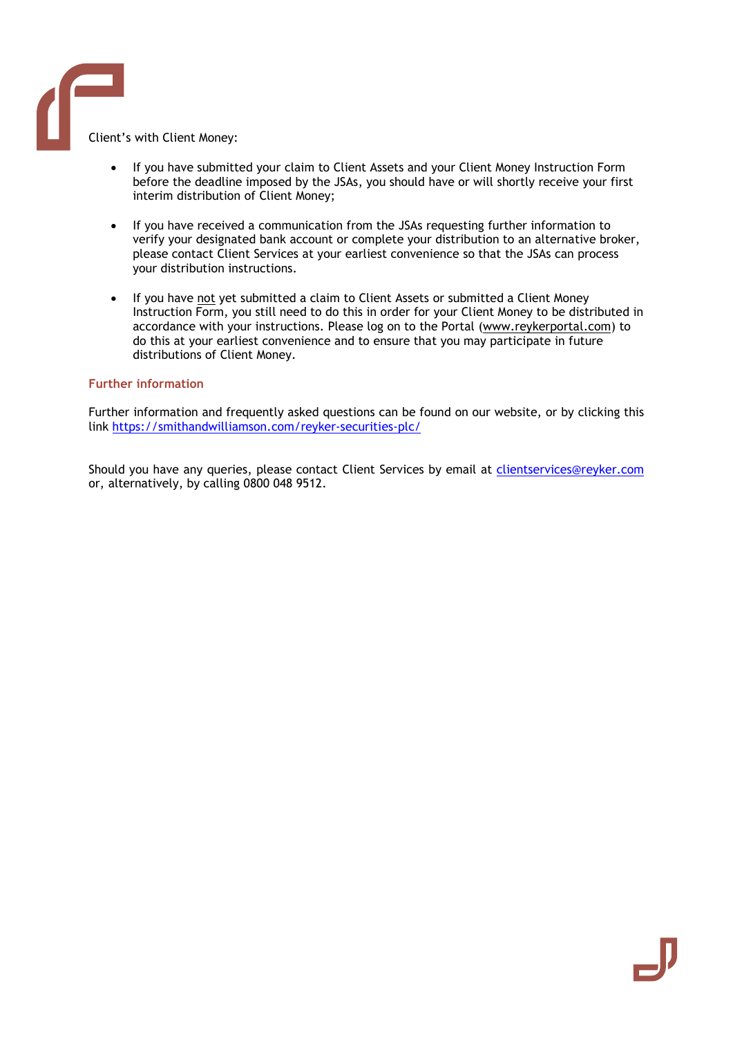Client's with Client Money:

- If you have submitted your claim to Client Assets and your Client Money Instruction Form before the deadline imposed by the JSAs, you should have or will shortly receive your first interim distribution of Client Money;

- If you have received a communication from the JSAs requesting further information to verify your designated bank account or complete your distribution to an alternative broker, please contact Client Services at your earliest convenience so that the JSAs can process your distribution instructions.

- If you have not yet submitted a claim to Client Assets or submitted a Client Money Instruction Form, you still need to do this in order for your Client Money to be distributed in accordance with your instructions. Please log on to the Portal (www.reykerportal.com) to do this at your earliest convenience and to ensure that you may participate in future distributions of Client Money.

## Further information

Further information and frequently asked questions can be found on our website, or by clicking this link https://smithandwilliamson.com/reyker-securities-plc/

Should you have any queries, please contact Client Services by email at clientservices@reyker.com or, alternatively, by calling 0800 048 9512.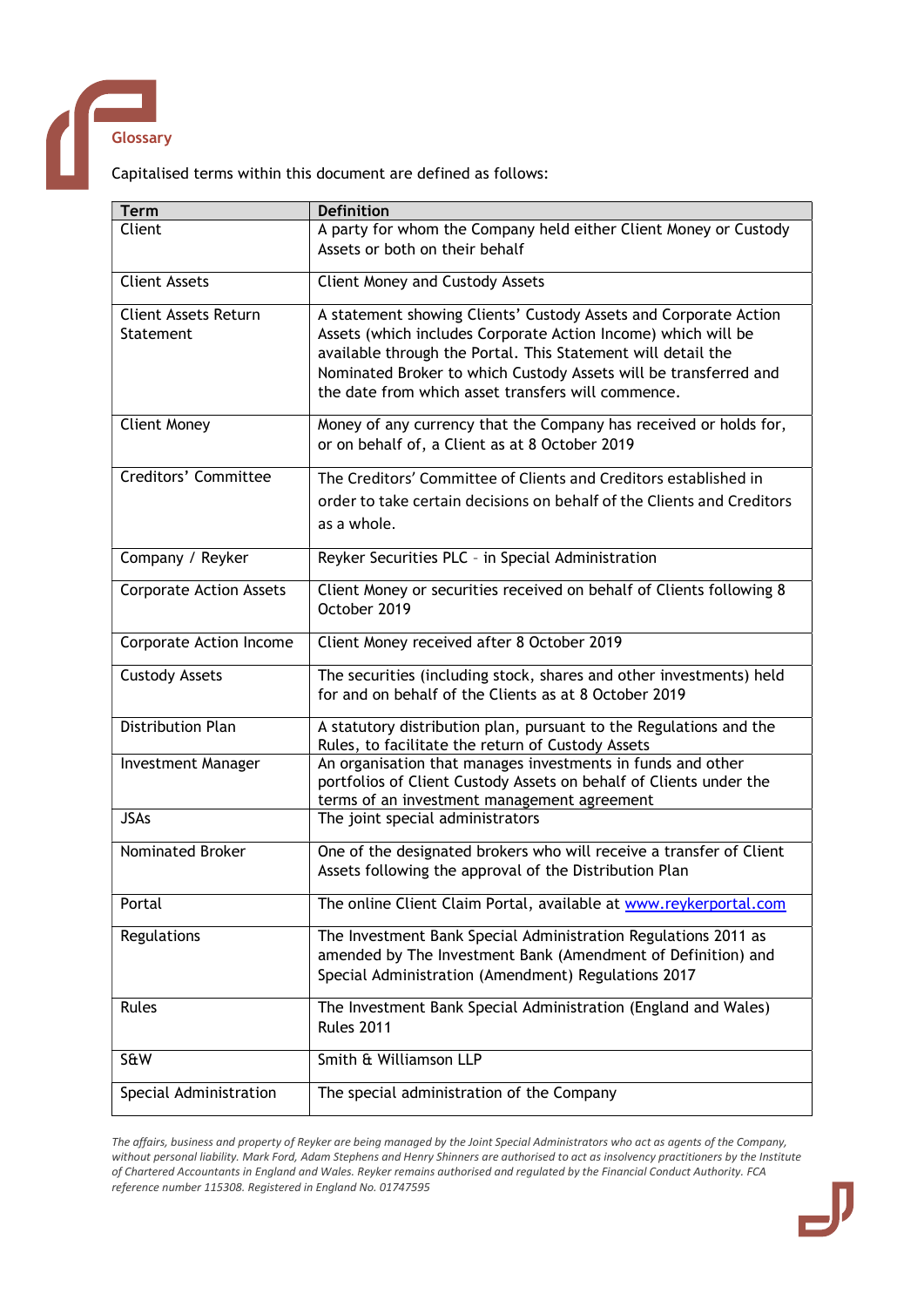## Glossary

Capitalised terms within this document are defined as follows:

| Term | Definition |
|---|---|
| Client | A party for whom the Company held either Client Money or Custody Assets or both on their behalf |
| Client Assets | Client Money and Custody Assets |
| Client Assets Return Statement | A statement showing Clients' Custody Assets and Corporate Action Assets (which includes Corporate Action Income) which will be available through the Portal. This Statement will detail the Nominated Broker to which Custody Assets will be transferred and the date from which asset transfers will commence. |
| Client Money | Money of any currency that the Company has received or holds for, or on behalf of, a Client as at 8 October 2019 |
| Creditors' Committee | The Creditors' Committee of Clients and Creditors established in order to take certain decisions on behalf of the Clients and Creditors as a whole. |
| Company / Reyker | Reyker Securities PLC – in Special Administration |
| Corporate Action Assets | Client Money or securities received on behalf of Clients following 8 October 2019 |
| Corporate Action Income | Client Money received after 8 October 2019 |
| Custody Assets | The securities (including stock, shares and other investments) held for and on behalf of the Clients as at 8 October 2019 |
| Distribution Plan | A statutory distribution plan, pursuant to the Regulations and the Rules, to facilitate the return of Custody Assets |
| Investment Manager | An organisation that manages investments in funds and other portfolios of Client Custody Assets on behalf of Clients under the terms of an investment management agreement |
| JSAs | The joint special administrators |
| Nominated Broker | One of the designated brokers who will receive a transfer of Client Assets following the approval of the Distribution Plan |
| Portal | The online Client Claim Portal, available at www.reykerportal.com |
| Regulations | The Investment Bank Special Administration Regulations 2011 as amended by The Investment Bank (Amendment of Definition) and Special Administration (Amendment) Regulations 2017 |
| Rules | The Investment Bank Special Administration (England and Wales) Rules 2011 |
| S&W | Smith & Williamson LLP |
| Special Administration | The special administration of the Company |

*The affairs, business and property of Reyker are being managed by the Joint Special Administrators who act as agents of the Company, without personal liability. Mark Ford, Adam Stephens and Henry Shinners are authorised to act as insolvency practitioners by the Institute of Chartered Accountants in England and Wales. Reyker remains authorised and regulated by the Financial Conduct Authority. FCA reference number 115308. Registered in England No. 01747595*